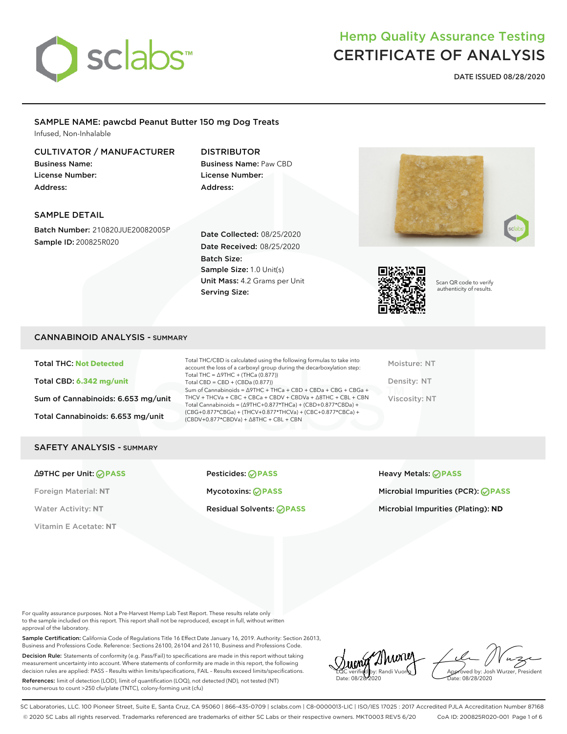# Hemp Quality Assurance Testing
# CERTIFICATE OF ANALYSIS

**DATE ISSUED 08/28/2020**

## SAMPLE NAME: pawcbd Peanut Butter 150 mg Dog Treats

Infused, Non-Inhalable

### CULTIVATOR / MANUFACTURER

**Business Name:**
**License Number:**
**Address:**

### DISTRIBUTOR

**Business Name:** Paw CBD
**License Number:**
**Address:**

### SAMPLE DETAIL

**Batch Number:** 210820JUE20082005P
**Sample ID:** 200825R020

**Date Collected:** 08/25/2020
**Date Received:** 08/25/2020
**Batch Size:**
**Sample Size:** 1.0 Unit(s)
**Unit Mass:** 4.2 Grams per Unit
**Serving Size:**

Scan QR code to verify authenticity of results.

## CANNABINOID ANALYSIS - SUMMARY

**Total THC:** Not Detected

**Total CBD:** 6.342 mg/unit

**Sum of Cannabinoids:** 6.653 mg/unit

**Total Cannabinoids:** 6.653 mg/unit

Total THC/CBD is calculated using the following formulas to take into account the loss of a carboxyl group during the decarboxylation step:
Total THC = Δ9THC + (THCa (0.877))
Total CBD = CBD + (CBDa (0.877))
Sum of Cannabinoids = Δ9THC + THCa + CBD + CBDa + CBG + CBGa + THCV + THCVa + CBC + CBCa + CBDV + CBDVa + Δ8THC + CBL + CBN
Total Cannabinoids = (Δ9THC+0.877*THCa) + (CBD+0.877*CBDa) + (CBG+0.877*CBGa) + (THCV+0.877*THCVa) + (CBC+0.877*CBCa) + (CBDV+0.877*CBDVa) + Δ8THC + CBL + CBN

Moisture: NT

Density: NT

Viscosity: NT

## SAFETY ANALYSIS - SUMMARY

**Δ9THC per Unit:** PASS

Foreign Material: **NT**

Water Activity: **NT**

Vitamin E Acetate: **NT**

**Pesticides:** PASS

**Mycotoxins:** PASS

**Residual Solvents:** PASS

**Heavy Metals:** PASS

**Microbial Impurities (PCR):** PASS

**Microbial Impurities (Plating):** ND

For quality assurance purposes. Not a Pre-Harvest Hemp Lab Test Report. These results relate only to the sample included on this report. This report shall not be reproduced, except in full, without written approval of the laboratory.

**Sample Certification:** California Code of Regulations Title 16 Effect Date January 16, 2019. Authority: Section 26013, Business and Professions Code. Reference: Sections 26100, 26104 and 26110, Business and Professions Code.

**Decision Rule:** Statements of conformity (e.g. Pass/Fail) to specifications are made in this report without taking measurement uncertainty into account. Where statements of conformity are made in this report, the following decision rules are applied: PASS – Results within limits/specifications, FAIL – Results exceed limits/specifications.

**References:** limit of detection (LOD), limit of quantification (LOQ), not detected (ND), not tested (NT) too numerous to count >250 cfu/plate (TNTC), colony-forming unit (cfu)

LQC verified by: Randi Vuong
Date: 08/28/2020

Approved by: Josh Wurzer, President
Date: 08/28/2020

SC Laboratories, LLC. 100 Pioneer Street, Suite E, Santa Cruz, CA 95060 | 866-435-0709 | sclabs.com | C8-0000013-LIC | ISO/IES 17025 : 2017 Accredited PJLA Accreditation Number 87168
© 2020 SC Labs all rights reserved. Trademarks referenced are trademarks of either SC Labs or their respective owners. MKT0003 REV5 6/20 CoA ID: 200825R020-001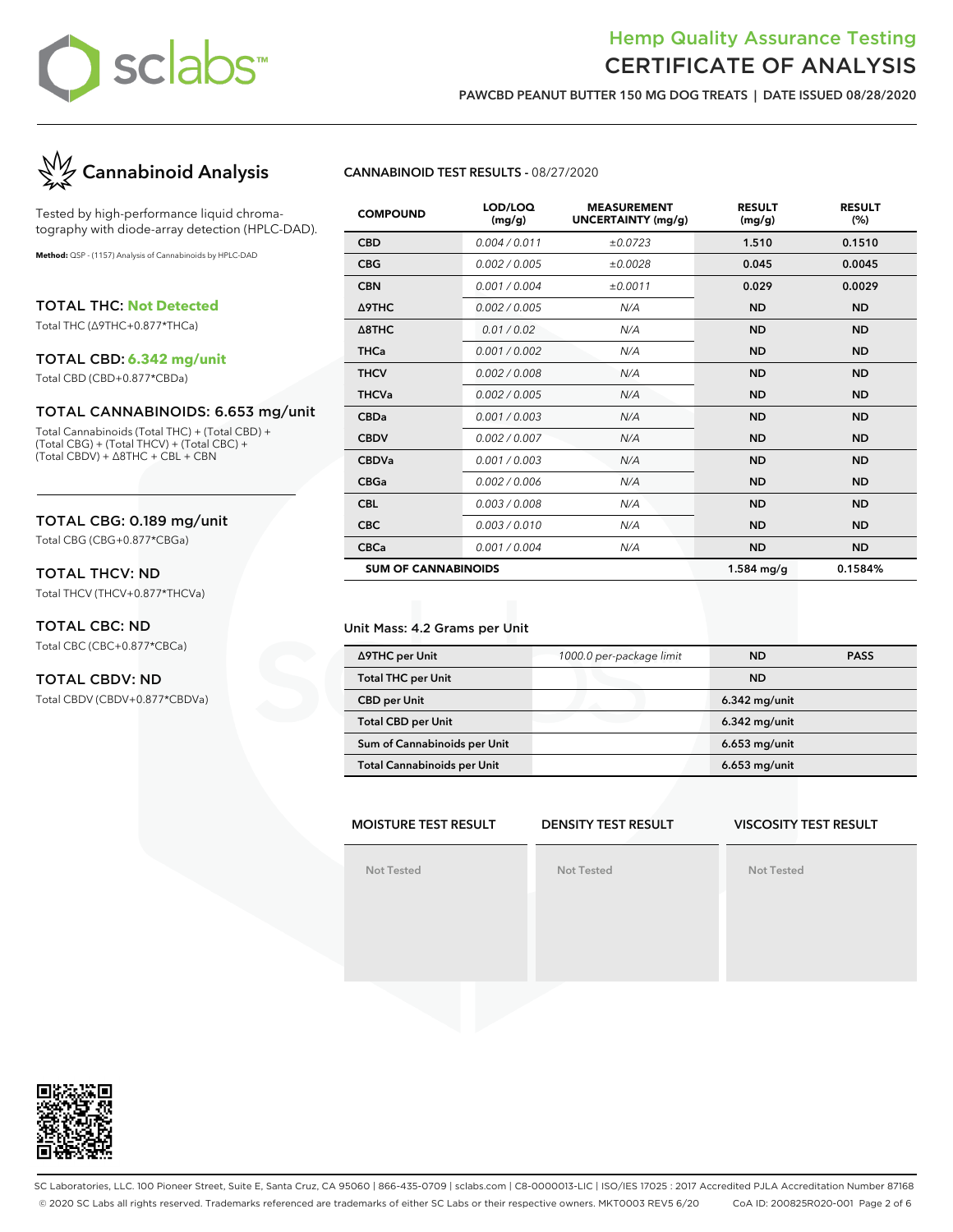# Hemp Quality Assurance Testing
# CERTIFICATE OF ANALYSIS

**PAWCBD PEANUT BUTTER 150 MG DOG TREATS | DATE ISSUED 08/28/2020**

## Cannabinoid Analysis

Tested by high-performance liquid chromatography with diode-array detection (HPLC-DAD).

**Method:** QSP - (1157) Analysis of Cannabinoids by HPLC-DAD

### TOTAL THC: Not Detected
Total THC (Δ9THC+0.877*THCa)

### TOTAL CBD: 6.342 mg/unit
Total CBD (CBD+0.877*CBDa)

### TOTAL CANNABINOIDS: 6.653 mg/unit
Total Cannabinoids (Total THC) + (Total CBD) + (Total CBG) + (Total THCV) + (Total CBC) + (Total CBDV) + Δ8THC + CBL + CBN

### TOTAL CBG: 0.189 mg/unit
Total CBG (CBG+0.877*CBGa)

### TOTAL THCV: ND
Total THCV (THCV+0.877*THCVa)

### TOTAL CBC: ND
Total CBC (CBC+0.877*CBCa)

### TOTAL CBDV: ND
Total CBDV (CBDV+0.877*CBDVa)

**CANNABINOID TEST RESULTS** - 08/27/2020

| COMPOUND | LOD/LOQ (mg/g) | MEASUREMENT UNCERTAINTY (mg/g) | RESULT (mg/g) | RESULT (%) |
|---|---|---|---|---|
| CBD | 0.004 / 0.011 | ±0.0723 | 1.510 | 0.1510 |
| CBG | 0.002 / 0.005 | ±0.0028 | 0.045 | 0.0045 |
| CBN | 0.001 / 0.004 | ±0.0011 | 0.029 | 0.0029 |
| Δ9THC | 0.002 / 0.005 | N/A | ND | ND |
| Δ8THC | 0.01 / 0.02 | N/A | ND | ND |
| THCa | 0.001 / 0.002 | N/A | ND | ND |
| THCV | 0.002 / 0.008 | N/A | ND | ND |
| THCVa | 0.002 / 0.005 | N/A | ND | ND |
| CBDa | 0.001 / 0.003 | N/A | ND | ND |
| CBDV | 0.002 / 0.007 | N/A | ND | ND |
| CBDVa | 0.001 / 0.003 | N/A | ND | ND |
| CBGa | 0.002 / 0.006 | N/A | ND | ND |
| CBL | 0.003 / 0.008 | N/A | ND | ND |
| CBC | 0.003 / 0.010 | N/A | ND | ND |
| CBCa | 0.001 / 0.004 | N/A | ND | ND |
| **SUM OF CANNABINOIDS** | | | **1.584 mg/g** | **0.1584%** |

Unit Mass: 4.2 Grams per Unit

| | | | |
|---|---|---|---|
| Δ9THC per Unit | 1000.0 per-package limit | ND | PASS |
| Total THC per Unit | | ND | |
| CBD per Unit | | 6.342 mg/unit | |
| Total CBD per Unit | | 6.342 mg/unit | |
| Sum of Cannabinoids per Unit | | 6.653 mg/unit | |
| Total Cannabinoids per Unit | | 6.653 mg/unit | |

| MOISTURE TEST RESULT | DENSITY TEST RESULT | VISCOSITY TEST RESULT |
|---|---|---|
| Not Tested | Not Tested | Not Tested |

SC Laboratories, LLC. 100 Pioneer Street, Suite E, Santa Cruz, CA 95060 | 866-435-0709 | sclabs.com | C8-0000013-LIC | ISO/IES 17025 : 2017 Accredited PJLA Accreditation Number 87168
© 2020 SC Labs all rights reserved. Trademarks referenced are trademarks of either SC Labs or their respective owners. MKT0003 REV5 6/20 CoA ID: 200825R020-001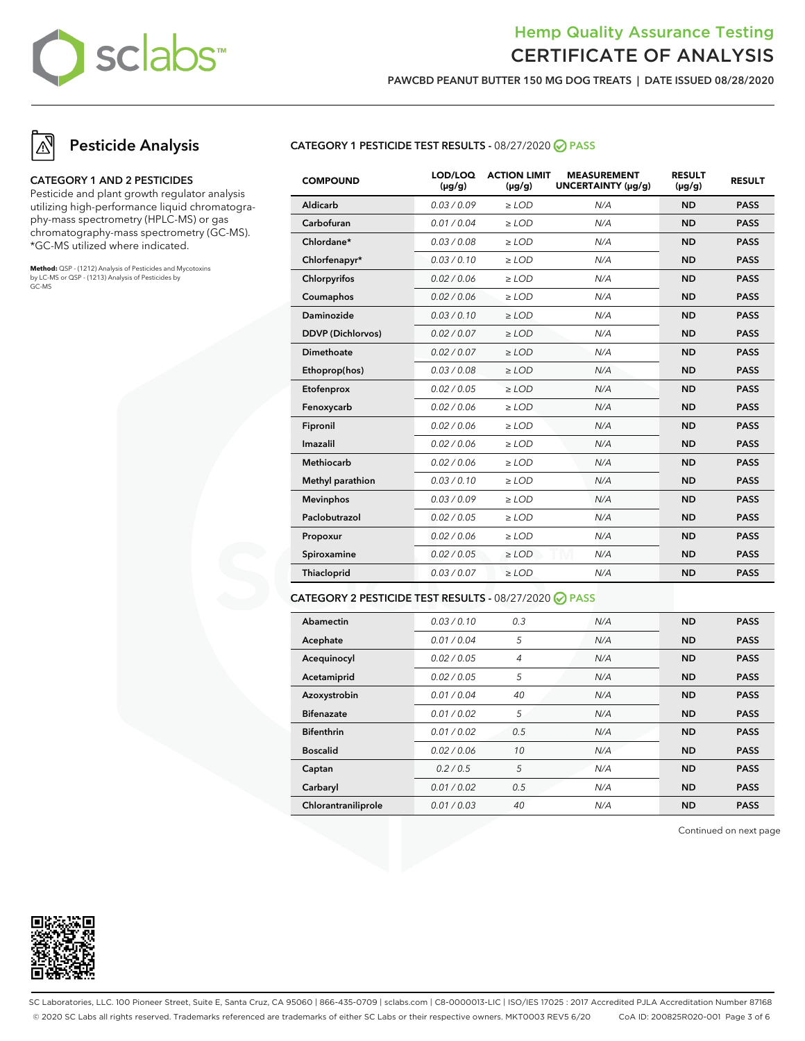# Hemp Quality Assurance Testing
# CERTIFICATE OF ANALYSIS

**PAWCBD PEANUT BUTTER 150 MG DOG TREATS | DATE ISSUED 08/28/2020**

## Pesticide Analysis

### CATEGORY 1 AND 2 PESTICIDES

Pesticide and plant growth regulator analysis utilizing high-performance liquid chromatography-mass spectrometry (HPLC-MS) or gas chromatography-mass spectrometry (GC-MS). *GC-MS utilized where indicated.

**Method:** QSP - (1212) Analysis of Pesticides and Mycotoxins by LC-MS or QSP - (1213) Analysis of Pesticides by GC-MS

### CATEGORY 1 PESTICIDE TEST RESULTS - 08/27/2020 PASS

| COMPOUND | LOD/LOQ (μg/g) | ACTION LIMIT (μg/g) | MEASUREMENT UNCERTAINTY (μg/g) | RESULT (μg/g) | RESULT |
|---|---|---|---|---|---|
| Aldicarb | 0.03 / 0.09 | ≥ LOD | N/A | ND | PASS |
| Carbofuran | 0.01 / 0.04 | ≥ LOD | N/A | ND | PASS |
| Chlordane* | 0.03 / 0.08 | ≥ LOD | N/A | ND | PASS |
| Chlorfenapyr* | 0.03 / 0.10 | ≥ LOD | N/A | ND | PASS |
| Chlorpyrifos | 0.02 / 0.06 | ≥ LOD | N/A | ND | PASS |
| Coumaphos | 0.02 / 0.06 | ≥ LOD | N/A | ND | PASS |
| Daminozide | 0.03 / 0.10 | ≥ LOD | N/A | ND | PASS |
| DDVP (Dichlorvos) | 0.02 / 0.07 | ≥ LOD | N/A | ND | PASS |
| Dimethoate | 0.02 / 0.07 | ≥ LOD | N/A | ND | PASS |
| Ethoprop(hos) | 0.03 / 0.08 | ≥ LOD | N/A | ND | PASS |
| Etofenprox | 0.02 / 0.05 | ≥ LOD | N/A | ND | PASS |
| Fenoxycarb | 0.02 / 0.06 | ≥ LOD | N/A | ND | PASS |
| Fipronil | 0.02 / 0.06 | ≥ LOD | N/A | ND | PASS |
| Imazalil | 0.02 / 0.06 | ≥ LOD | N/A | ND | PASS |
| Methiocarb | 0.02 / 0.06 | ≥ LOD | N/A | ND | PASS |
| Methyl parathion | 0.03 / 0.10 | ≥ LOD | N/A | ND | PASS |
| Mevinphos | 0.03 / 0.09 | ≥ LOD | N/A | ND | PASS |
| Paclobutrazol | 0.02 / 0.05 | ≥ LOD | N/A | ND | PASS |
| Propoxur | 0.02 / 0.06 | ≥ LOD | N/A | ND | PASS |
| Spiroxamine | 0.02 / 0.05 | ≥ LOD | N/A | ND | PASS |
| Thiacloprid | 0.03 / 0.07 | ≥ LOD | N/A | ND | PASS |

### CATEGORY 2 PESTICIDE TEST RESULTS - 08/27/2020 PASS

| COMPOUND | LOD/LOQ (μg/g) | ACTION LIMIT (μg/g) | MEASUREMENT UNCERTAINTY (μg/g) | RESULT (μg/g) | RESULT |
|---|---|---|---|---|---|
| Abamectin | 0.03 / 0.10 | 0.3 | N/A | ND | PASS |
| Acephate | 0.01 / 0.04 | 5 | N/A | ND | PASS |
| Acequinocyl | 0.02 / 0.05 | 4 | N/A | ND | PASS |
| Acetamiprid | 0.02 / 0.05 | 5 | N/A | ND | PASS |
| Azoxystrobin | 0.01 / 0.04 | 40 | N/A | ND | PASS |
| Bifenazate | 0.01 / 0.02 | 5 | N/A | ND | PASS |
| Bifenthrin | 0.01 / 0.02 | 0.5 | N/A | ND | PASS |
| Boscalid | 0.02 / 0.06 | 10 | N/A | ND | PASS |
| Captan | 0.2 / 0.5 | 5 | N/A | ND | PASS |
| Carbaryl | 0.01 / 0.02 | 0.5 | N/A | ND | PASS |
| Chlorantraniliprole | 0.01 / 0.03 | 40 | N/A | ND | PASS |

Continued on next page

SC Laboratories, LLC. 100 Pioneer Street, Suite E, Santa Cruz, CA 95060 | 866-435-0709 | sclabs.com | C8-0000013-LIC | ISO/IES 17025 : 2017 Accredited PJLA Accreditation Number 87168
© 2020 SC Labs all rights reserved. Trademarks referenced are trademarks of either SC Labs or their respective owners. MKT0003 REV5 6/20 CoA ID: 200825R020-001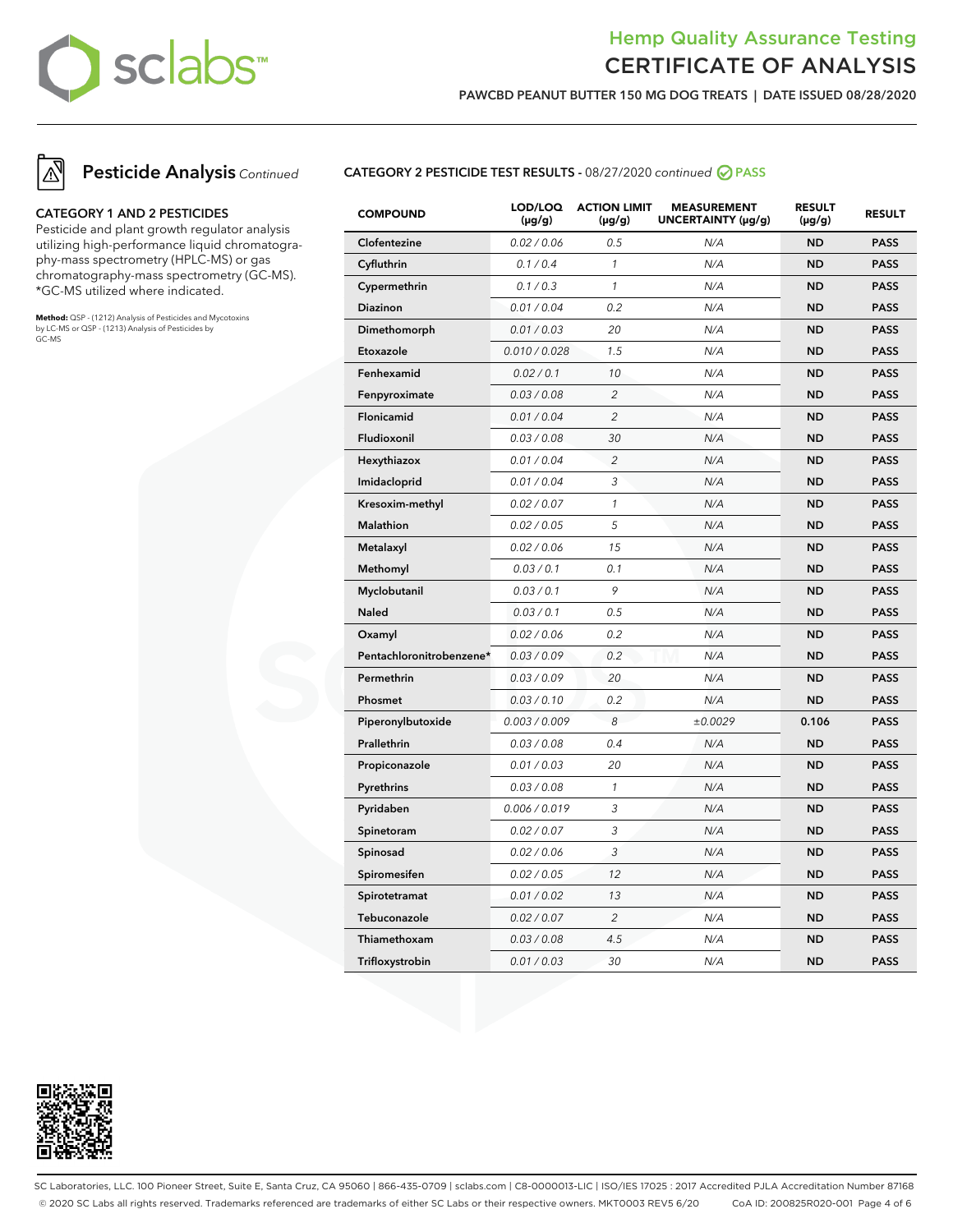# Hemp Quality Assurance Testing
# CERTIFICATE OF ANALYSIS

**PAWCBD PEANUT BUTTER 150 MG DOG TREATS | DATE ISSUED 08/28/2020**

## Pesticide Analysis *Continued*

### CATEGORY 1 AND 2 PESTICIDES

Pesticide and plant growth regulator analysis utilizing high-performance liquid chromatography-mass spectrometry (HPLC-MS) or gas chromatography-mass spectrometry (GC-MS). *GC-MS utilized where indicated.

**Method:** QSP - (1212) Analysis of Pesticides and Mycotoxins by LC-MS or QSP - (1213) Analysis of Pesticides by GC-MS

### CATEGORY 2 PESTICIDE TEST RESULTS - 08/27/2020 *continued* PASS

| COMPOUND | LOD/LOQ (µg/g) | ACTION LIMIT (µg/g) | MEASUREMENT UNCERTAINTY (µg/g) | RESULT (µg/g) | RESULT |
|---|---|---|---|---|---|
| Clofentezine | 0.02 / 0.06 | 0.5 | N/A | ND | PASS |
| Cyfluthrin | 0.1 / 0.4 | 1 | N/A | ND | PASS |
| Cypermethrin | 0.1 / 0.3 | 1 | N/A | ND | PASS |
| Diazinon | 0.01 / 0.04 | 0.2 | N/A | ND | PASS |
| Dimethomorph | 0.01 / 0.03 | 20 | N/A | ND | PASS |
| Etoxazole | 0.010 / 0.028 | 1.5 | N/A | ND | PASS |
| Fenhexamid | 0.02 / 0.1 | 10 | N/A | ND | PASS |
| Fenpyroximate | 0.03 / 0.08 | 2 | N/A | ND | PASS |
| Flonicamid | 0.01 / 0.04 | 2 | N/A | ND | PASS |
| Fludioxonil | 0.03 / 0.08 | 30 | N/A | ND | PASS |
| Hexythiazox | 0.01 / 0.04 | 2 | N/A | ND | PASS |
| Imidacloprid | 0.01 / 0.04 | 3 | N/A | ND | PASS |
| Kresoxim-methyl | 0.02 / 0.07 | 1 | N/A | ND | PASS |
| Malathion | 0.02 / 0.05 | 5 | N/A | ND | PASS |
| Metalaxyl | 0.02 / 0.06 | 15 | N/A | ND | PASS |
| Methomyl | 0.03 / 0.1 | 0.1 | N/A | ND | PASS |
| Myclobutanil | 0.03 / 0.1 | 9 | N/A | ND | PASS |
| Naled | 0.03 / 0.1 | 0.5 | N/A | ND | PASS |
| Oxamyl | 0.02 / 0.06 | 0.2 | N/A | ND | PASS |
| Pentachloronitrobenzene* | 0.03 / 0.09 | 0.2 | N/A | ND | PASS |
| Permethrin | 0.03 / 0.09 | 20 | N/A | ND | PASS |
| Phosmet | 0.03 / 0.10 | 0.2 | N/A | ND | PASS |
| Piperonylbutoxide | 0.003 / 0.009 | 8 | ±0.0029 | 0.106 | PASS |
| Prallethrin | 0.03 / 0.08 | 0.4 | N/A | ND | PASS |
| Propiconazole | 0.01 / 0.03 | 20 | N/A | ND | PASS |
| Pyrethrins | 0.03 / 0.08 | 1 | N/A | ND | PASS |
| Pyridaben | 0.006 / 0.019 | 3 | N/A | ND | PASS |
| Spinetoram | 0.02 / 0.07 | 3 | N/A | ND | PASS |
| Spinosad | 0.02 / 0.06 | 3 | N/A | ND | PASS |
| Spiromesifen | 0.02 / 0.05 | 12 | N/A | ND | PASS |
| Spirotetramat | 0.01 / 0.02 | 13 | N/A | ND | PASS |
| Tebuconazole | 0.02 / 0.07 | 2 | N/A | ND | PASS |
| Thiamethoxam | 0.03 / 0.08 | 4.5 | N/A | ND | PASS |
| Trifloxystrobin | 0.01 / 0.03 | 30 | N/A | ND | PASS |

SC Laboratories, LLC. 100 Pioneer Street, Suite E, Santa Cruz, CA 95060 | 866-435-0709 | sclabs.com | C8-0000013-LIC | ISO/IES 17025 : 2017 Accredited PJLA Accreditation Number 87168
© 2020 SC Labs all rights reserved. Trademarks referenced are trademarks of either SC Labs or their respective owners. MKT0003 REV5 6/20 CoA ID: 200825R020-001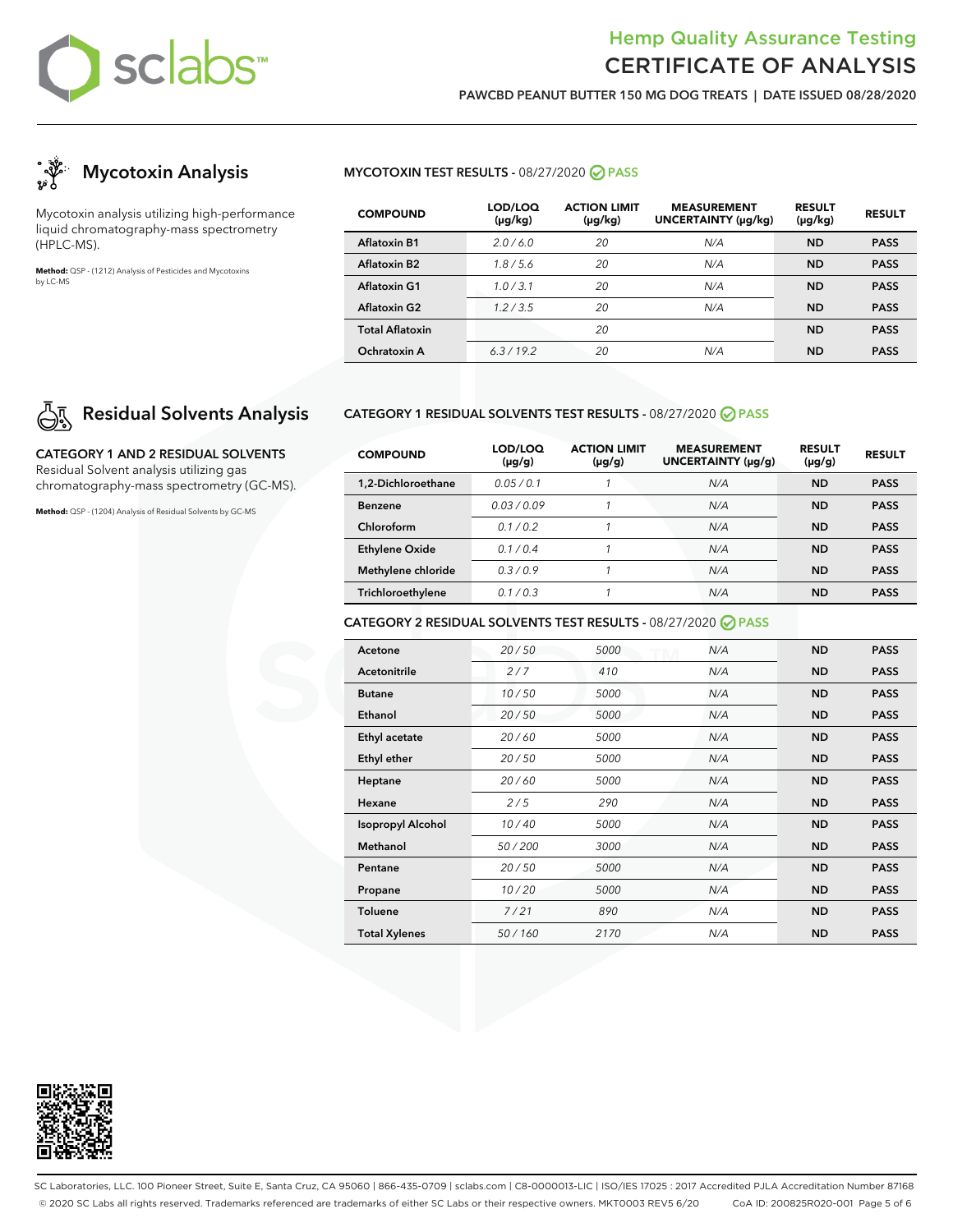# Hemp Quality Assurance Testing
# CERTIFICATE OF ANALYSIS

**PAWCBD PEANUT BUTTER 150 MG DOG TREATS | DATE ISSUED 08/28/2020**

## Mycotoxin Analysis

Mycotoxin analysis utilizing high-performance liquid chromatography-mass spectrometry (HPLC-MS).

**Method:** QSP - (1212) Analysis of Pesticides and Mycotoxins by LC-MS

### MYCOTOXIN TEST RESULTS - 08/27/2020 PASS

| COMPOUND | LOD/LOQ (μg/kg) | ACTION LIMIT (μg/kg) | MEASUREMENT UNCERTAINTY (μg/kg) | RESULT (μg/kg) | RESULT |
|---|---|---|---|---|---|
| Aflatoxin B1 | 2.0 / 6.0 | 20 | N/A | ND | PASS |
| Aflatoxin B2 | 1.8 / 5.6 | 20 | N/A | ND | PASS |
| Aflatoxin G1 | 1.0 / 3.1 | 20 | N/A | ND | PASS |
| Aflatoxin G2 | 1.2 / 3.5 | 20 | N/A | ND | PASS |
| Total Aflatoxin | | 20 | | ND | PASS |
| Ochratoxin A | 6.3 / 19.2 | 20 | N/A | ND | PASS |

## Residual Solvents Analysis

**CATEGORY 1 AND 2 RESIDUAL SOLVENTS**

Residual Solvent analysis utilizing gas chromatography-mass spectrometry (GC-MS).

**Method:** QSP - (1204) Analysis of Residual Solvents by GC-MS

### CATEGORY 1 RESIDUAL SOLVENTS TEST RESULTS - 08/27/2020 PASS

| COMPOUND | LOD/LOQ (μg/g) | ACTION LIMIT (μg/g) | MEASUREMENT UNCERTAINTY (μg/g) | RESULT (μg/g) | RESULT |
|---|---|---|---|---|---|
| 1,2-Dichloroethane | 0.05 / 0.1 | 1 | N/A | ND | PASS |
| Benzene | 0.03 / 0.09 | 1 | N/A | ND | PASS |
| Chloroform | 0.1 / 0.2 | 1 | N/A | ND | PASS |
| Ethylene Oxide | 0.1 / 0.4 | 1 | N/A | ND | PASS |
| Methylene chloride | 0.3 / 0.9 | 1 | N/A | ND | PASS |
| Trichloroethylene | 0.1 / 0.3 | 1 | N/A | ND | PASS |

### CATEGORY 2 RESIDUAL SOLVENTS TEST RESULTS - 08/27/2020 PASS

| COMPOUND | LOD/LOQ (μg/g) | ACTION LIMIT (μg/g) | MEASUREMENT UNCERTAINTY (μg/g) | RESULT (μg/g) | RESULT |
|---|---|---|---|---|---|
| Acetone | 20 / 50 | 5000 | N/A | ND | PASS |
| Acetonitrile | 2 / 7 | 410 | N/A | ND | PASS |
| Butane | 10 / 50 | 5000 | N/A | ND | PASS |
| Ethanol | 20 / 50 | 5000 | N/A | ND | PASS |
| Ethyl acetate | 20 / 60 | 5000 | N/A | ND | PASS |
| Ethyl ether | 20 / 50 | 5000 | N/A | ND | PASS |
| Heptane | 20 / 60 | 5000 | N/A | ND | PASS |
| Hexane | 2 / 5 | 290 | N/A | ND | PASS |
| Isopropyl Alcohol | 10 / 40 | 5000 | N/A | ND | PASS |
| Methanol | 50 / 200 | 3000 | N/A | ND | PASS |
| Pentane | 20 / 50 | 5000 | N/A | ND | PASS |
| Propane | 10 / 20 | 5000 | N/A | ND | PASS |
| Toluene | 7 / 21 | 890 | N/A | ND | PASS |
| Total Xylenes | 50 / 160 | 2170 | N/A | ND | PASS |

SC Laboratories, LLC. 100 Pioneer Street, Suite E, Santa Cruz, CA 95060 | 866-435-0709 | sclabs.com | C8-0000013-LIC | ISO/IES 17025 : 2017 Accredited PJLA Accreditation Number 87168
© 2020 SC Labs all rights reserved. Trademarks referenced are trademarks of either SC Labs or their respective owners. MKT0003 REV5 6/20 CoA ID: 200825R020-001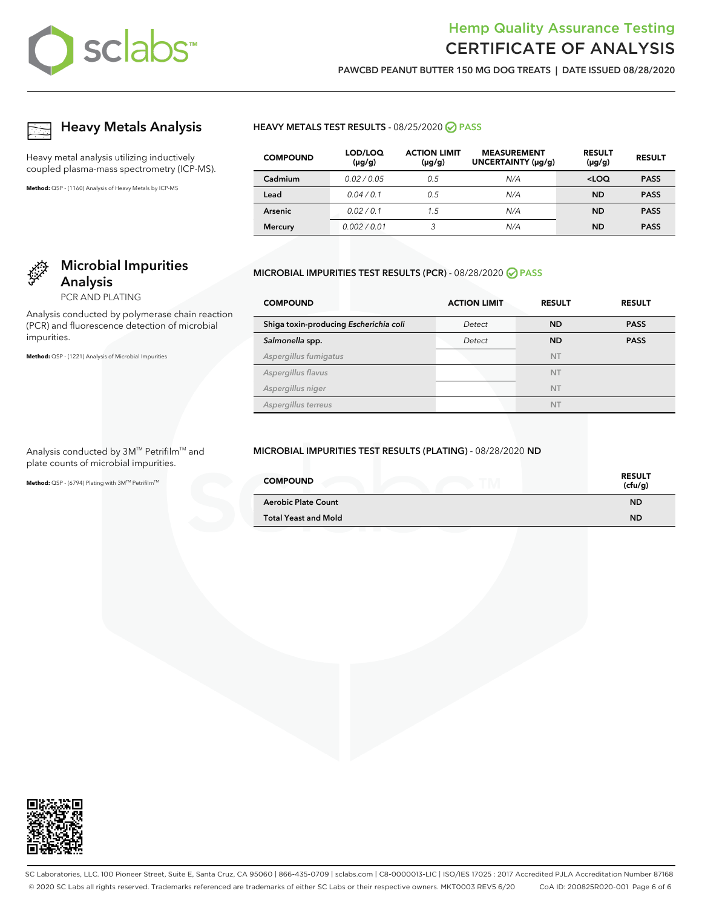Hemp Quality Assurance Testing
# CERTIFICATE OF ANALYSIS

**PAWCBD PEANUT BUTTER 150 MG DOG TREATS | DATE ISSUED 08/28/2020**

## Heavy Metals Analysis

Heavy metal analysis utilizing inductively coupled plasma-mass spectrometry (ICP-MS).

**Method:** QSP - (1160) Analysis of Heavy Metals by ICP-MS

### HEAVY METALS TEST RESULTS - 08/25/2020 PASS

| COMPOUND | LOD/LOQ (µg/g) | ACTION LIMIT (µg/g) | MEASUREMENT UNCERTAINTY (µg/g) | RESULT (µg/g) | RESULT |
|---|---|---|---|---|---|
| Cadmium | *0.02 / 0.05* | *0.5* | *N/A* | <LOQ | PASS |
| Lead | *0.04 / 0.1* | *0.5* | *N/A* | ND | PASS |
| Arsenic | *0.02 / 0.1* | *1.5* | *N/A* | ND | PASS |
| Mercury | *0.002 / 0.01* | *3* | *N/A* | ND | PASS |

## Microbial Impurities Analysis

PCR AND PLATING

Analysis conducted by polymerase chain reaction (PCR) and fluorescence detection of microbial impurities.

**Method:** QSP - (1221) Analysis of Microbial Impurities

### MICROBIAL IMPURITIES TEST RESULTS (PCR) - 08/28/2020 PASS

| COMPOUND | ACTION LIMIT | RESULT | RESULT |
|---|---|---|---|
| Shiga toxin-producing *Escherichia coli* | *Detect* | ND | PASS |
| *Salmonella* spp. | *Detect* | ND | PASS |
| *Aspergillus fumigatus* | | NT | |
| *Aspergillus flavus* | | NT | |
| *Aspergillus niger* | | NT | |
| *Aspergillus terreus* | | NT | |

Analysis conducted by 3M™ Petrifilm™ and plate counts of microbial impurities.

**Method:** QSP - (6794) Plating with 3M™ Petrifilm™

### MICROBIAL IMPURITIES TEST RESULTS (PLATING) - 08/28/2020 ND

| COMPOUND | RESULT (cfu/g) |
|---|---|
| Aerobic Plate Count | ND |
| Total Yeast and Mold | ND |

SC Laboratories, LLC. 100 Pioneer Street, Suite E, Santa Cruz, CA 95060 | 866-435-0709 | sclabs.com | C8-0000013-LIC | ISO/IES 17025 : 2017 Accredited PJLA Accreditation Number 87168
© 2020 SC Labs all rights reserved. Trademarks referenced are trademarks of either SC Labs or their respective owners. MKT0003 REV5 6/20 CoA ID: 200825R020-001